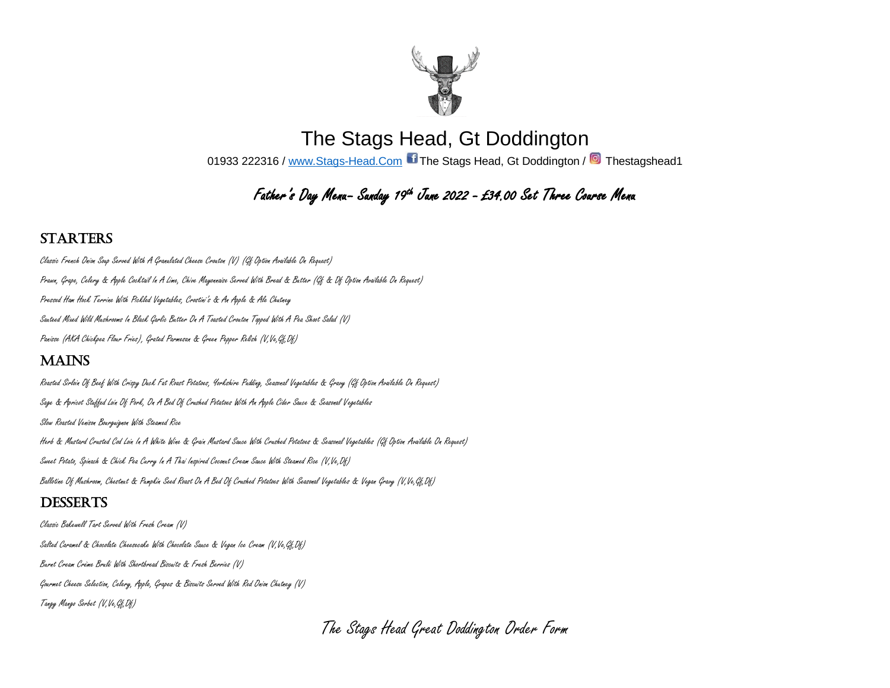# The Stags Head, Gt Doddington

01933 222316 / www.Stags-Head.Com The Stags Head, Gt Doddington / Thestagshead1

## Father's Day Menu- Sunday 19th June 2022 - £34.00 Set Three Course Menu

## STARTERS

Classic French Onion Soup Served With A Granulated Cheese Crouton (V) (Gf Option Available On Request)

Prawn, Grape, Celery & Apple Cocktail In A Lime, Chive Mayonnaise Served With Bread & Butter (Gf & Df Option Available On Request)

Pressed Ham Hock Terrine With Pickled Vegetables, Crostini's & An Apple & Ale Chutney

Sauteed Mixed Wild Mushrooms In Black Garlic Butter On A Toasted Crouton Topped With A Pea Shoot Salad (V)

Panisse (AKA Chickpea Flour Fries), Grated Parmesan & Green Pepper Relish (V,Ve,Gf,Df)

## MAINS

Roasted Sirloin Of Beef With Crispy Duck Fat Roast Potatoes, Yorkshire Pudding, Seasonal Vegetables & Gravy (Gf Option Available On Request)

Sage & Apricot Stuffed Loin Of Pork, On A Bed Of Crushed Potatoes With An Apple Cider Sauce & Seasonal Vegetables

Slow Roasted Venison Bourguignon With Steamed Rice

Herb & Mustard Crusted Cod Loin In A White Wine & Grain Mustard Sauce With Crushed Potatoes & Seasonal Vegetables (Gf Option Available On Request)

Sweet Potato, Spinach & Chick Pea Curry In A Thai Inspired Coconut Cream Sauce With Steamed Rice (V,Ve,Df)

Ballotine Of Mushroom, Chestnut & Pumpkin Seed Roast On A Bed Of Crushed Potatoes With Seasonal Vegetables & Vegan Gravy (V,Ve,Gf,Df)

## DESSERTS

Classic Bakewell Tart Served With Fresh Cream (V)

Salted Caramel & Chocolate Cheesecake With Chocolate Sauce & Vegan Ice Cream (V,Ve,Gf,Df)

Burnt Cream Crème Brulé With Shortbread Biscuits & Fresh Berries (V)

Gourmet Cheese Selection, Celery, Apple, Grapes & Biscuits Served With Red Onion Chutney (V)

Tangy Mango Sorbet (V,Ve,Gf,Df)

## The Stags Head Great Doddington Order Form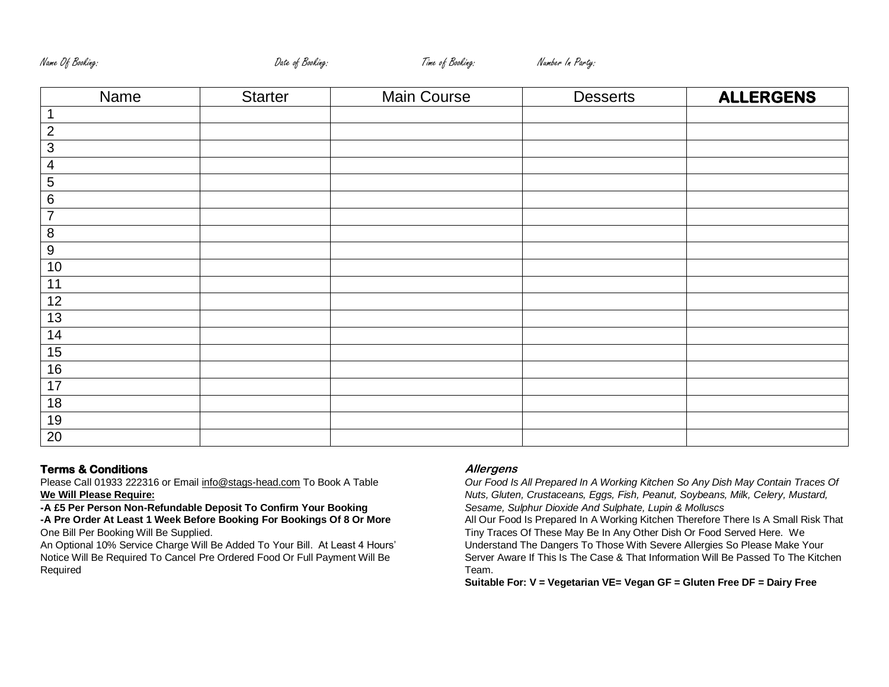Name Of Booking: Date of Booking: Time of Booking: Number In Party:

| Name | Starter | Main Course | Desserts | **ALLERGENS** |
| --- | --- | --- | --- | --- |
| 1 | | | | |
| 2 | | | | |
| 3 | | | | |
| 4 | | | | |
| 5 | | | | |
| 6 | | | | |
| 7 | | | | |
| 8 | | | | |
| 9 | | | | |
| 10 | | | | |
| 11 | | | | |
| 12 | | | | |
| 13 | | | | |
| 14 | | | | |
| 15 | | | | |
| 16 | | | | |
| 17 | | | | |
| 18 | | | | |
| 19 | | | | |
| 20 | | | | |

**Terms & Conditions**

Please Call 01933 222316 or Email info@stags-head.com To Book A Table

**We Will Please Require:**

**-A £5 Per Person Non-Refundable Deposit To Confirm Your Booking**

**-A Pre Order At Least 1 Week Before Booking For Bookings Of 8 Or More**

One Bill Per Booking Will Be Supplied.

An Optional 10% Service Charge Will Be Added To Your Bill. At Least 4 Hours' Notice Will Be Required To Cancel Pre Ordered Food Or Full Payment Will Be Required

***Allergens***

*Our Food Is All Prepared In A Working Kitchen So Any Dish May Contain Traces Of Nuts, Gluten, Crustaceans, Eggs, Fish, Peanut, Soybeans, Milk, Celery, Mustard, Sesame, Sulphur Dioxide And Sulphate, Lupin & Molluscs*

All Our Food Is Prepared In A Working Kitchen Therefore There Is A Small Risk That Tiny Traces Of These May Be In Any Other Dish Or Food Served Here. We Understand The Dangers To Those With Severe Allergies So Please Make Your Server Aware If This Is The Case & That Information Will Be Passed To The Kitchen Team.

**Suitable For: V = Vegetarian VE= Vegan GF = Gluten Free DF = Dairy Free**